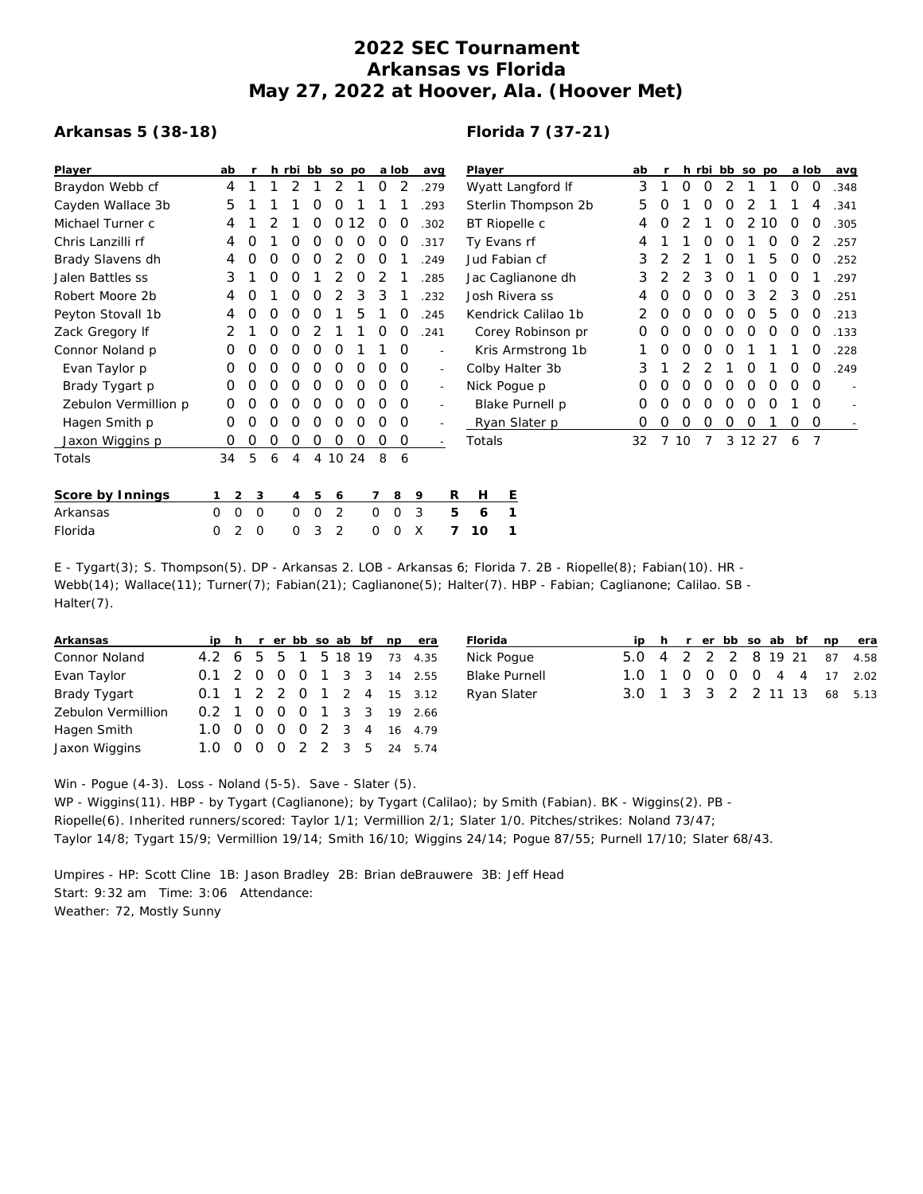# 2022 SEC Tournament
# Arkansas vs Florida
# May 27, 2022 at Hoover, Ala. (Hoover Met)

## Arkansas 5 (38-18)

| Player | ab | r | h | rbi | bb | so | po | a | lob | avg |
|---|---|---|---|---|---|---|---|---|---|---|
| Braydon Webb cf | 4 | 1 | 1 | 2 | 1 | 2 | 1 | 0 | 2 | .279 |
| Cayden Wallace 3b | 5 | 1 | 1 | 1 | 0 | 0 | 1 | 1 | 1 | .293 |
| Michael Turner c | 4 | 1 | 2 | 1 | 0 | 0 | 12 | 0 | 0 | .302 |
| Chris Lanzilli rf | 4 | 0 | 1 | 0 | 0 | 0 | 0 | 0 | 0 | .317 |
| Brady Slavens dh | 4 | 0 | 0 | 0 | 0 | 2 | 0 | 0 | 1 | .249 |
| Jalen Battles ss | 3 | 1 | 0 | 0 | 1 | 2 | 0 | 2 | 1 | .285 |
| Robert Moore 2b | 4 | 0 | 1 | 0 | 0 | 2 | 3 | 3 | 1 | .232 |
| Peyton Stovall 1b | 4 | 0 | 0 | 0 | 0 | 1 | 5 | 1 | 0 | .245 |
| Zack Gregory lf | 2 | 1 | 0 | 0 | 2 | 1 | 1 | 0 | 0 | .241 |
| Connor Noland p | 0 | 0 | 0 | 0 | 0 | 0 | 1 | 1 | 0 | - |
| Evan Taylor p | 0 | 0 | 0 | 0 | 0 | 0 | 0 | 0 | 0 | - |
| Brady Tygart p | 0 | 0 | 0 | 0 | 0 | 0 | 0 | 0 | 0 | - |
| Zebulon Vermillion p | 0 | 0 | 0 | 0 | 0 | 0 | 0 | 0 | 0 | - |
| Hagen Smith p | 0 | 0 | 0 | 0 | 0 | 0 | 0 | 0 | 0 | - |
| Jaxon Wiggins p | 0 | 0 | 0 | 0 | 0 | 0 | 0 | 0 | 0 | - |
| Totals | 34 | 5 | 6 | 4 | 4 | 10 | 24 | 8 | 6 | |

## Florida 7 (37-21)

| Player | ab | r | h | rbi | bb | so | po | a | lob | avg |
|---|---|---|---|---|---|---|---|---|---|---|
| Wyatt Langford lf | 3 | 1 | 0 | 0 | 2 | 1 | 1 | 0 | 0 | .348 |
| Sterlin Thompson 2b | 5 | 0 | 1 | 0 | 0 | 2 | 1 | 1 | 4 | .341 |
| BT Riopelle c | 4 | 0 | 2 | 1 | 0 | 2 | 10 | 0 | 0 | .305 |
| Ty Evans rf | 4 | 1 | 1 | 0 | 0 | 1 | 0 | 0 | 2 | .257 |
| Jud Fabian cf | 3 | 2 | 2 | 1 | 0 | 1 | 5 | 0 | 0 | .252 |
| Jac Caglianone dh | 3 | 2 | 2 | 3 | 0 | 1 | 0 | 0 | 1 | .297 |
| Josh Rivera ss | 4 | 0 | 0 | 0 | 0 | 3 | 2 | 3 | 0 | .251 |
| Kendrick Calilao 1b | 2 | 0 | 0 | 0 | 0 | 0 | 5 | 0 | 0 | .213 |
| Corey Robinson pr | 0 | 0 | 0 | 0 | 0 | 0 | 0 | 0 | 0 | .133 |
| Kris Armstrong 1b | 1 | 0 | 0 | 0 | 0 | 1 | 1 | 1 | 0 | .228 |
| Colby Halter 3b | 3 | 1 | 2 | 2 | 1 | 0 | 1 | 0 | 0 | .249 |
| Nick Pogue p | 0 | 0 | 0 | 0 | 0 | 0 | 0 | 0 | 0 | - |
| Blake Purnell p | 0 | 0 | 0 | 0 | 0 | 0 | 0 | 1 | 0 | - |
| Ryan Slater p | 0 | 0 | 0 | 0 | 0 | 0 | 1 | 0 | 0 | - |
| Totals | 32 | 7 | 10 | 7 | 3 | 12 | 27 | 6 | 7 | |

| Score by Innings | 1 | 2 | 3 | 4 | 5 | 6 | 7 | 8 | 9 | R | H | E |
|---|---|---|---|---|---|---|---|---|---|---|---|---|
| Arkansas | 0 | 0 | 0 | 0 | 0 | 2 | 0 | 0 | 3 | 5 | 6 | 1 |
| Florida | 0 | 2 | 0 | 0 | 3 | 2 | 0 | 0 | X | 7 | 10 | 1 |

E - Tygart(3); S. Thompson(5). DP - Arkansas 2. LOB - Arkansas 6; Florida 7. 2B - Riopelle(8); Fabian(10). HR - Webb(14); Wallace(11); Turner(7); Fabian(21); Caglianone(5); Halter(7). HBP - Fabian; Caglianone; Calilao. SB - Halter(7).

| Arkansas | ip | h | r | er | bb | so | ab | bf | np | era |
|---|---|---|---|---|---|---|---|---|---|---|
| Connor Noland | 4.2 | 6 | 5 | 5 | 1 | 5 | 18 | 19 | 73 | 4.35 |
| Evan Taylor | 0.1 | 2 | 0 | 0 | 0 | 1 | 3 | 3 | 14 | 2.55 |
| Brady Tygart | 0.1 | 1 | 2 | 2 | 0 | 1 | 2 | 4 | 15 | 3.12 |
| Zebulon Vermillion | 0.2 | 1 | 0 | 0 | 0 | 1 | 3 | 3 | 19 | 2.66 |
| Hagen Smith | 1.0 | 0 | 0 | 0 | 0 | 2 | 3 | 4 | 16 | 4.79 |
| Jaxon Wiggins | 1.0 | 0 | 0 | 0 | 2 | 2 | 3 | 5 | 24 | 5.74 |

| Florida | ip | h | r | er | bb | so | ab | bf | np | era |
|---|---|---|---|---|---|---|---|---|---|---|
| Nick Pogue | 5.0 | 4 | 2 | 2 | 2 | 8 | 19 | 21 | 87 | 4.58 |
| Blake Purnell | 1.0 | 1 | 0 | 0 | 0 | 0 | 4 | 4 | 17 | 2.02 |
| Ryan Slater | 3.0 | 1 | 3 | 3 | 2 | 2 | 11 | 13 | 68 | 5.13 |

Win - Pogue (4-3). Loss - Noland (5-5). Save - Slater (5).

WP - Wiggins(11). HBP - by Tygart (Caglianone); by Tygart (Calilao); by Smith (Fabian). BK - Wiggins(2). PB - Riopelle(6). Inherited runners/scored: Taylor 1/1; Vermillion 2/1; Slater 1/0. Pitches/strikes: Noland 73/47; Taylor 14/8; Tygart 15/9; Vermillion 19/14; Smith 16/10; Wiggins 24/14; Pogue 87/55; Purnell 17/10; Slater 68/43.

Umpires - HP: Scott Cline 1B: Jason Bradley 2B: Brian deBrauwere 3B: Jeff Head
Start: 9:32 am Time: 3:06 Attendance:
Weather: 72, Mostly Sunny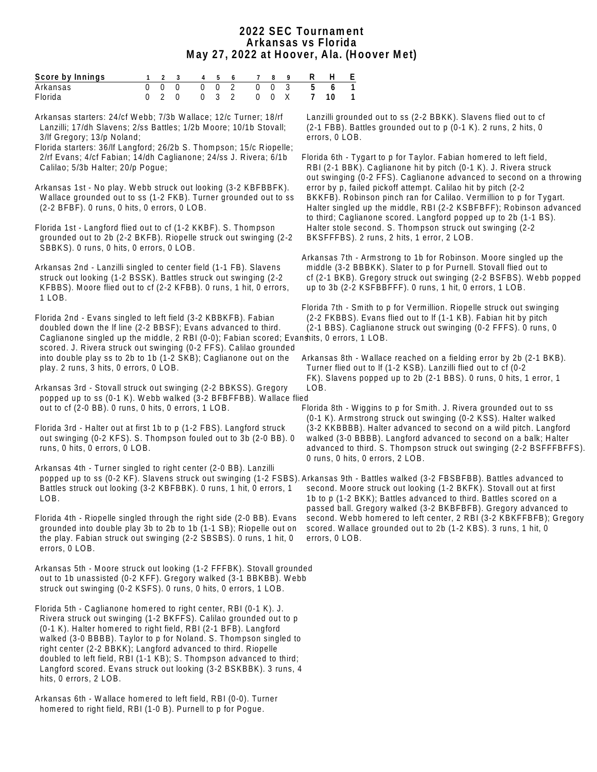# 2022 SEC Tournament
## Arkansas vs Florida
### May 27, 2022 at Hoover, Ala. (Hoover Met)

| Score by Innings | 1 | 2 | 3 | 4 | 5 | 6 | 7 | 8 | 9 | R | H | E |
|---|---|---|---|---|---|---|---|---|---|---|---|---|
| Arkansas | 0 | 0 | 0 | 0 | 0 | 2 | 0 | 0 | 3 | 5 | 6 | 1 |
| Florida | 0 | 2 | 0 | 0 | 3 | 2 | 0 | 0 | X | 7 | 10 | 1 |

Arkansas starters: 24/cf Webb; 7/3b Wallace; 12/c Turner; 18/rf Lanzilli; 17/dh Slavens; 2/ss Battles; 1/2b Moore; 10/1b Stovall; 3/lf Gregory; 13/p Noland;

Florida starters: 36/lf Langford; 26/2b S. Thompson; 15/c Riopelle; 2/rf Evans; 4/cf Fabian; 14/dh Caglianone; 24/ss J. Rivera; 6/1b Calilao; 5/3b Halter; 20/p Pogue;

Arkansas 1st - No play. Webb struck out looking (3-2 KBFBBFK). Wallace grounded out to ss (1-2 FKB). Turner grounded out to ss (2-2 BFBF). 0 runs, 0 hits, 0 errors, 0 LOB.

Florida 1st - Langford flied out to cf (1-2 KKBF). S. Thompson grounded out to 2b (2-2 BKFB). Riopelle struck out swinging (2-2 SBBKS). 0 runs, 0 hits, 0 errors, 0 LOB.

Arkansas 2nd - Lanzilli singled to center field (1-1 FB). Slavens struck out looking (1-2 BSSK). Battles struck out swinging (2-2 KFBBS). Moore flied out to cf (2-2 KFBB). 0 runs, 1 hit, 0 errors, 1 LOB.

Florida 2nd - Evans singled to left field (3-2 KBBKFB). Fabian doubled down the lf line (2-2 BBSF); Evans advanced to third. Caglianone singled up the middle, 2 RBI (0-0); Fabian scored; Evans scored. J. Rivera struck out swinging (0-2 FFS). Calilao grounded into double play ss to 2b to 1b (1-2 SKB); Caglianone out on the play. 2 runs, 3 hits, 0 errors, 0 LOB.

Arkansas 3rd - Stovall struck out swinging (2-2 BBKSS). Gregory popped up to ss (0-1 K). Webb walked (3-2 BFBFFBB). Wallace flied out to cf (2-0 BB). 0 runs, 0 hits, 0 errors, 1 LOB.

Florida 3rd - Halter out at first 1b to p (1-2 FBS). Langford struck out swinging (0-2 KFS). S. Thompson fouled out to 3b (2-0 BB). 0 runs, 0 hits, 0 errors, 0 LOB.

Arkansas 4th - Turner singled to right center (2-0 BB). Lanzilli popped up to ss (0-2 KF). Slavens struck out swinging (1-2 FSBS). Battles struck out looking (3-2 KBFBBK). 0 runs, 1 hit, 0 errors, 1 LOB.

Florida 4th - Riopelle singled through the right side (2-0 BB). Evans grounded into double play 3b to 2b to 1b (1-1 SB); Riopelle out on the play. Fabian struck out swinging (2-2 SBSBS). 0 runs, 1 hit, 0 errors, 0 LOB.

Arkansas 5th - Moore struck out looking (1-2 FFFBK). Stovall grounded out to 1b unassisted (0-2 KFF). Gregory walked (3-1 BBKBB). Webb struck out swinging (0-2 KSFS). 0 runs, 0 hits, 0 errors, 1 LOB.

Florida 5th - Caglianone homered to right center, RBI (0-1 K). J. Rivera struck out swinging (1-2 BKFFS). Calilao grounded out to p (0-1 K). Halter homered to right field, RBI (2-1 BFB). Langford walked (3-0 BBBB). Taylor to p for Noland. S. Thompson singled to right center (2-2 BBKK); Langford advanced to third. Riopelle doubled to left field, RBI (1-1 KB); S. Thompson advanced to third; Langford scored. Evans struck out looking (3-2 BSKBBK). 3 runs, 4 hits, 0 errors, 2 LOB.

Arkansas 6th - Wallace homered to left field, RBI (0-0). Turner homered to right field, RBI (1-0 B). Purnell to p for Pogue. Lanzilli grounded out to ss (2-2 BBKK). Slavens flied out to cf (2-1 FBB). Battles grounded out to p (0-1 K). 2 runs, 2 hits, 0 errors, 0 LOB.

Florida 6th - Tygart to p for Taylor. Fabian homered to left field, RBI (2-1 BBK). Caglianone hit by pitch (0-1 K). J. Rivera struck out swinging (0-2 FFS). Caglianone advanced to second on a throwing error by p, failed pickoff attempt. Calilao hit by pitch (2-2 BKKFB). Robinson pinch ran for Calilao. Vermillion to p for Tygart. Halter singled up the middle, RBI (2-2 KSBFBFF); Robinson advanced to third; Caglianone scored. Langford popped up to 2b (1-1 BS). Halter stole second. S. Thompson struck out swinging (2-2 BKSFFFBS). 2 runs, 2 hits, 1 error, 2 LOB.

Arkansas 7th - Armstrong to 1b for Robinson. Moore singled up the middle (3-2 BBBKK). Slater to p for Purnell. Stovall flied out to cf (2-1 BKB). Gregory struck out swinging (2-2 BSFBS). Webb popped up to 3b (2-2 KSFBBFFF). 0 runs, 1 hit, 0 errors, 1 LOB.

Florida 7th - Smith to p for Vermillion. Riopelle struck out swinging (2-2 FKBBS). Evans flied out to lf (1-1 KB). Fabian hit by pitch (2-1 BBS). Caglianone struck out swinging (0-2 FFFS). 0 runs, 0 hits, 0 errors, 1 LOB.

Arkansas 8th - Wallace reached on a fielding error by 2b (2-1 BKB). Turner flied out to lf (1-2 KSB). Lanzilli flied out to cf (0-2 FK). Slavens popped up to 2b (2-1 BBS). 0 runs, 0 hits, 1 error, 1 LOB.

Florida 8th - Wiggins to p for Smith. J. Rivera grounded out to ss (0-1 K). Armstrong struck out swinging (0-2 KSS). Halter walked (3-2 KKBBBB). Halter advanced to second on a wild pitch. Langford walked (3-0 BBBB). Langford advanced to second on a balk; Halter advanced to third. S. Thompson struck out swinging (2-2 BSFFFBFFS). 0 runs, 0 hits, 0 errors, 2 LOB.

Arkansas 9th - Battles walked (3-2 FBSBFBB). Battles advanced to second. Moore struck out looking (1-2 BKFK). Stovall out at first 1b to p (1-2 BKK); Battles advanced to third. Battles scored on a passed ball. Gregory walked (3-2 BKBFBFB). Gregory advanced to second. Webb homered to left center, 2 RBI (3-2 KBKFFBFB); Gregory scored. Wallace grounded out to 2b (1-2 KBS). 3 runs, 1 hit, 0 errors, 0 LOB.